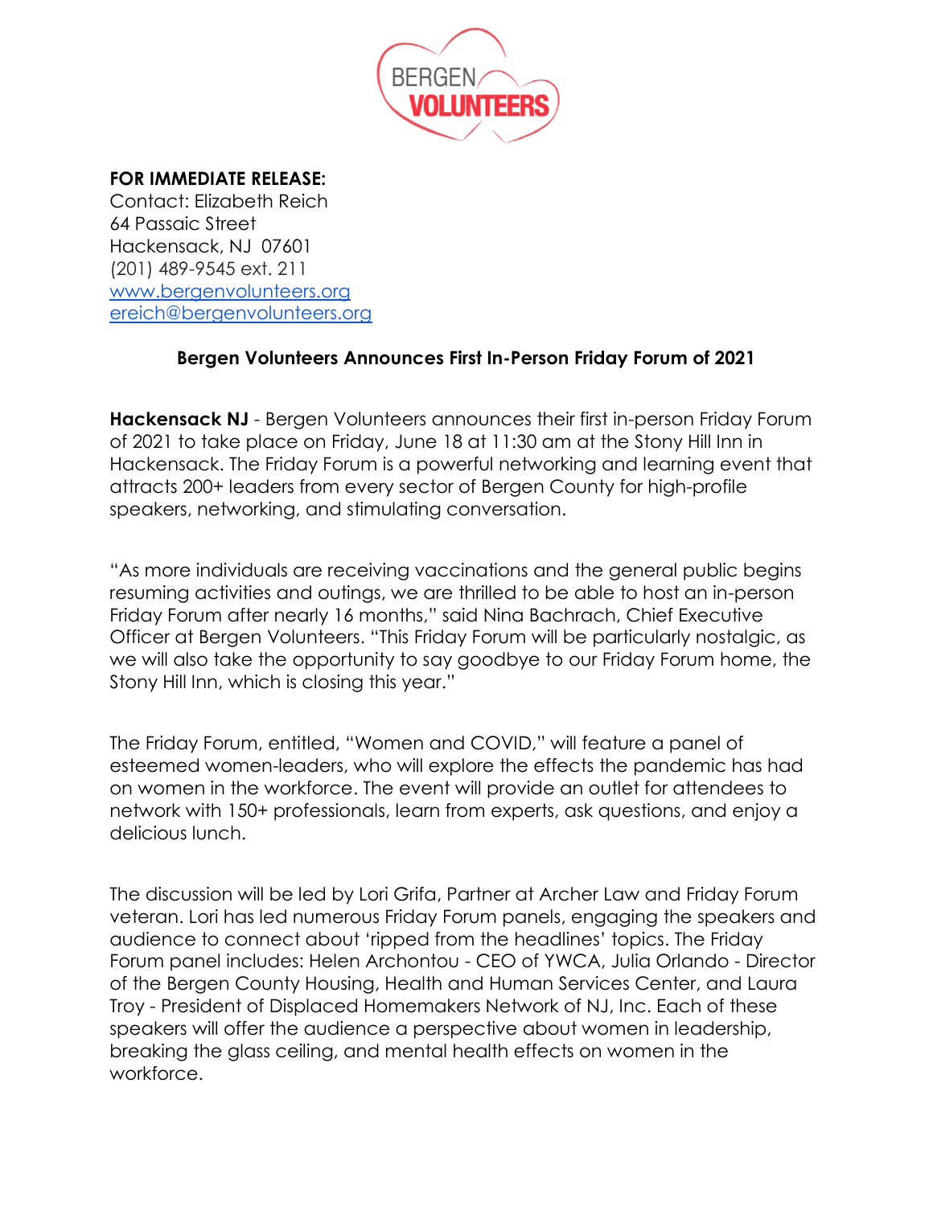**FOR IMMEDIATE RELEASE:**
Contact: Elizabeth Reich
64 Passaic Street
Hackensack, NJ 07601
(201) 489-9545 ext. 211
www.bergenvolunteers.org
ereich@bergenvolunteers.org

## Bergen Volunteers Announces First In-Person Friday Forum of 2021

**Hackensack NJ** - Bergen Volunteers announces their first in-person Friday Forum of 2021 to take place on Friday, June 18 at 11:30 am at the Stony Hill Inn in Hackensack. The Friday Forum is a powerful networking and learning event that attracts 200+ leaders from every sector of Bergen County for high-profile speakers, networking, and stimulating conversation.

"As more individuals are receiving vaccinations and the general public begins resuming activities and outings, we are thrilled to be able to host an in-person Friday Forum after nearly 16 months," said Nina Bachrach, Chief Executive Officer at Bergen Volunteers. "This Friday Forum will be particularly nostalgic, as we will also take the opportunity to say goodbye to our Friday Forum home, the Stony Hill Inn, which is closing this year."

The Friday Forum, entitled, "Women and COVID," will feature a panel of esteemed women-leaders, who will explore the effects the pandemic has had on women in the workforce. The event will provide an outlet for attendees to network with 150+ professionals, learn from experts, ask questions, and enjoy a delicious lunch.

The discussion will be led by Lori Grifa, Partner at Archer Law and Friday Forum veteran. Lori has led numerous Friday Forum panels, engaging the speakers and audience to connect about 'ripped from the headlines' topics. The Friday Forum panel includes: Helen Archontou - CEO of YWCA, Julia Orlando - Director of the Bergen County Housing, Health and Human Services Center, and Laura Troy - President of Displaced Homemakers Network of NJ, Inc. Each of these speakers will offer the audience a perspective about women in leadership, breaking the glass ceiling, and mental health effects on women in the workforce.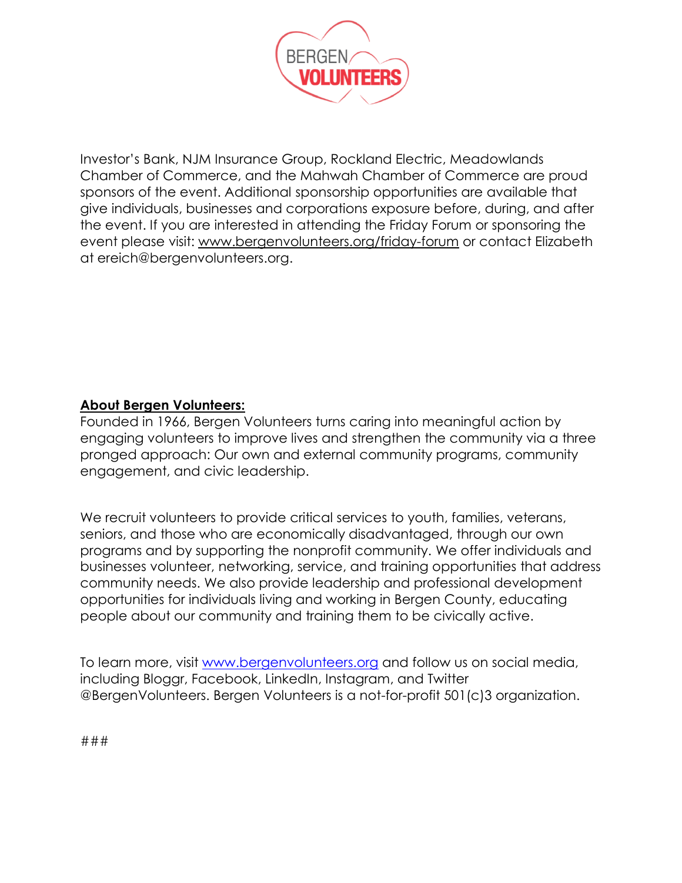Investor's Bank, NJM Insurance Group, Rockland Electric, Meadowlands Chamber of Commerce, and the Mahwah Chamber of Commerce are proud sponsors of the event. Additional sponsorship opportunities are available that give individuals, businesses and corporations exposure before, during, and after the event. If you are interested in attending the Friday Forum or sponsoring the event please visit: www.bergenvolunteers.org/friday-forum or contact Elizabeth at ereich@bergenvolunteers.org.

**About Bergen Volunteers:**

Founded in 1966, Bergen Volunteers turns caring into meaningful action by engaging volunteers to improve lives and strengthen the community via a three pronged approach: Our own and external community programs, community engagement, and civic leadership.

We recruit volunteers to provide critical services to youth, families, veterans, seniors, and those who are economically disadvantaged, through our own programs and by supporting the nonprofit community. We offer individuals and businesses volunteer, networking, service, and training opportunities that address community needs. We also provide leadership and professional development opportunities for individuals living and working in Bergen County, educating people about our community and training them to be civically active.

To learn more, visit www.bergenvolunteers.org and follow us on social media, including Bloggr, Facebook, LinkedIn, Instagram, and Twitter @BergenVolunteers. Bergen Volunteers is a not-for-profit 501(c)3 organization.

###